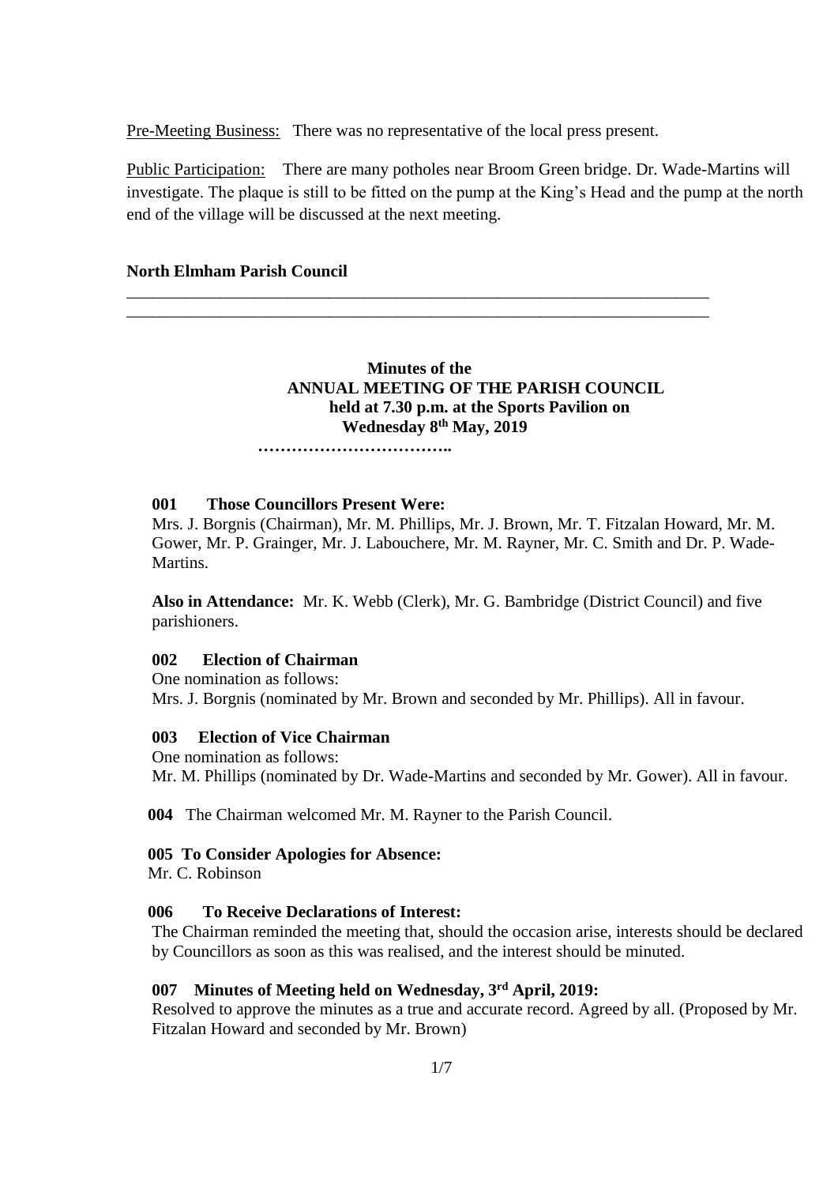Pre-Meeting Business: There was no representative of the local press present.

Public Participation: There are many potholes near Broom Green bridge. Dr. Wade-Martins will investigate. The plaque is still to be fitted on the pump at the King's Head and the pump at the north end of the village will be discussed at the next meeting.

**North Elmham Parish Council**

---

**Minutes of the**
**ANNUAL MEETING OF THE PARISH COUNCIL**
**held at 7.30 p.m. at the Sports Pavilion on**
**Wednesday 8th May, 2019**

**……………………………..**

**001 Those Councillors Present Were:**

Mrs. J. Borgnis (Chairman), Mr. M. Phillips, Mr. J. Brown, Mr. T. Fitzalan Howard, Mr. M. Gower, Mr. P. Grainger, Mr. J. Labouchere, Mr. M. Rayner, Mr. C. Smith and Dr. P. Wade-Martins.

**Also in Attendance:** Mr. K. Webb (Clerk), Mr. G. Bambridge (District Council) and five parishioners.

**002 Election of Chairman**

One nomination as follows:
Mrs. J. Borgnis (nominated by Mr. Brown and seconded by Mr. Phillips). All in favour.

**003 Election of Vice Chairman**

One nomination as follows:
Mr. M. Phillips (nominated by Dr. Wade-Martins and seconded by Mr. Gower). All in favour.

**004** The Chairman welcomed Mr. M. Rayner to the Parish Council.

**005 To Consider Apologies for Absence:**

Mr. C. Robinson

**006 To Receive Declarations of Interest:**

The Chairman reminded the meeting that, should the occasion arise, interests should be declared by Councillors as soon as this was realised, and the interest should be minuted.

**007 Minutes of Meeting held on Wednesday, 3rd April, 2019:**

Resolved to approve the minutes as a true and accurate record. Agreed by all. (Proposed by Mr. Fitzalan Howard and seconded by Mr. Brown)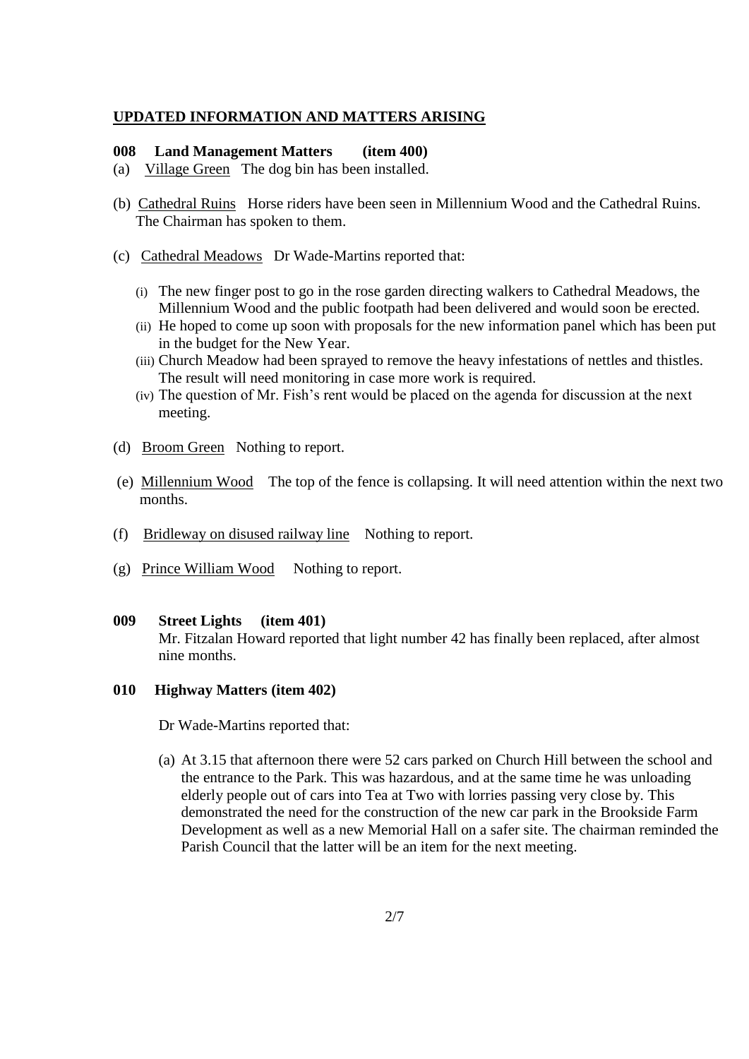## UPDATED INFORMATION AND MATTERS ARISING

**008 Land Management Matters (item 400)**

(a) Village Green The dog bin has been installed.

(b) Cathedral Ruins Horse riders have been seen in Millennium Wood and the Cathedral Ruins. The Chairman has spoken to them.

(c) Cathedral Meadows Dr Wade-Martins reported that:

- (i) The new finger post to go in the rose garden directing walkers to Cathedral Meadows, the Millennium Wood and the public footpath had been delivered and would soon be erected.
- (ii) He hoped to come up soon with proposals for the new information panel which has been put in the budget for the New Year.
- (iii) Church Meadow had been sprayed to remove the heavy infestations of nettles and thistles. The result will need monitoring in case more work is required.
- (iv) The question of Mr. Fish's rent would be placed on the agenda for discussion at the next meeting.

(d) Broom Green Nothing to report.

(e) Millennium Wood The top of the fence is collapsing. It will need attention within the next two months.

(f) Bridleway on disused railway line Nothing to report.

(g) Prince William Wood Nothing to report.

**009 Street Lights (item 401)**

Mr. Fitzalan Howard reported that light number 42 has finally been replaced, after almost nine months.

**010 Highway Matters (item 402)**

Dr Wade-Martins reported that:

(a) At 3.15 that afternoon there were 52 cars parked on Church Hill between the school and the entrance to the Park. This was hazardous, and at the same time he was unloading elderly people out of cars into Tea at Two with lorries passing very close by. This demonstrated the need for the construction of the new car park in the Brookside Farm Development as well as a new Memorial Hall on a safer site. The chairman reminded the Parish Council that the latter will be an item for the next meeting.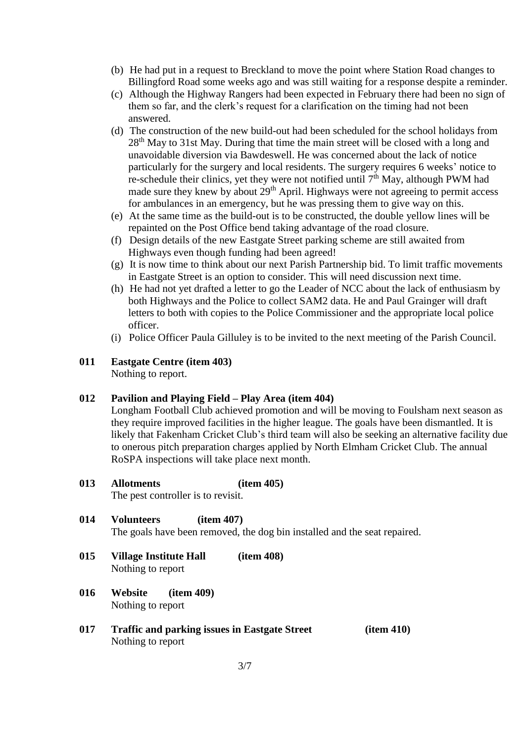(b) He had put in a request to Breckland to move the point where Station Road changes to Billingford Road some weeks ago and was still waiting for a response despite a reminder.

(c) Although the Highway Rangers had been expected in February there had been no sign of them so far, and the clerk's request for a clarification on the timing had not been answered.

(d) The construction of the new build-out had been scheduled for the school holidays from 28th May to 31st May. During that time the main street will be closed with a long and unavoidable diversion via Bawdeswell. He was concerned about the lack of notice particularly for the surgery and local residents. The surgery requires 6 weeks' notice to re-schedule their clinics, yet they were not notified until 7th May, although PWM had made sure they knew by about 29th April. Highways were not agreeing to permit access for ambulances in an emergency, but he was pressing them to give way on this.

(e) At the same time as the build-out is to be constructed, the double yellow lines will be repainted on the Post Office bend taking advantage of the road closure.

(f) Design details of the new Eastgate Street parking scheme are still awaited from Highways even though funding had been agreed!

(g) It is now time to think about our next Parish Partnership bid. To limit traffic movements in Eastgate Street is an option to consider. This will need discussion next time.

(h) He had not yet drafted a letter to go the Leader of NCC about the lack of enthusiasm by both Highways and the Police to collect SAM2 data. He and Paul Grainger will draft letters to both with copies to the Police Commissioner and the appropriate local police officer.

(i) Police Officer Paula Gilluley is to be invited to the next meeting of the Parish Council.

**011 Eastgate Centre (item 403)**

Nothing to report.

**012 Pavilion and Playing Field – Play Area (item 404)**

Longham Football Club achieved promotion and will be moving to Foulsham next season as they require improved facilities in the higher league. The goals have been dismantled. It is likely that Fakenham Cricket Club's third team will also be seeking an alternative facility due to onerous pitch preparation charges applied by North Elmham Cricket Club. The annual RoSPA inspections will take place next month.

**013 Allotments (item 405)**

The pest controller is to revisit.

**014 Volunteers (item 407)**

The goals have been removed, the dog bin installed and the seat repaired.

**015 Village Institute Hall (item 408)**

Nothing to report

**016 Website (item 409)**

Nothing to report

**017 Traffic and parking issues in Eastgate Street (item 410)**

Nothing to report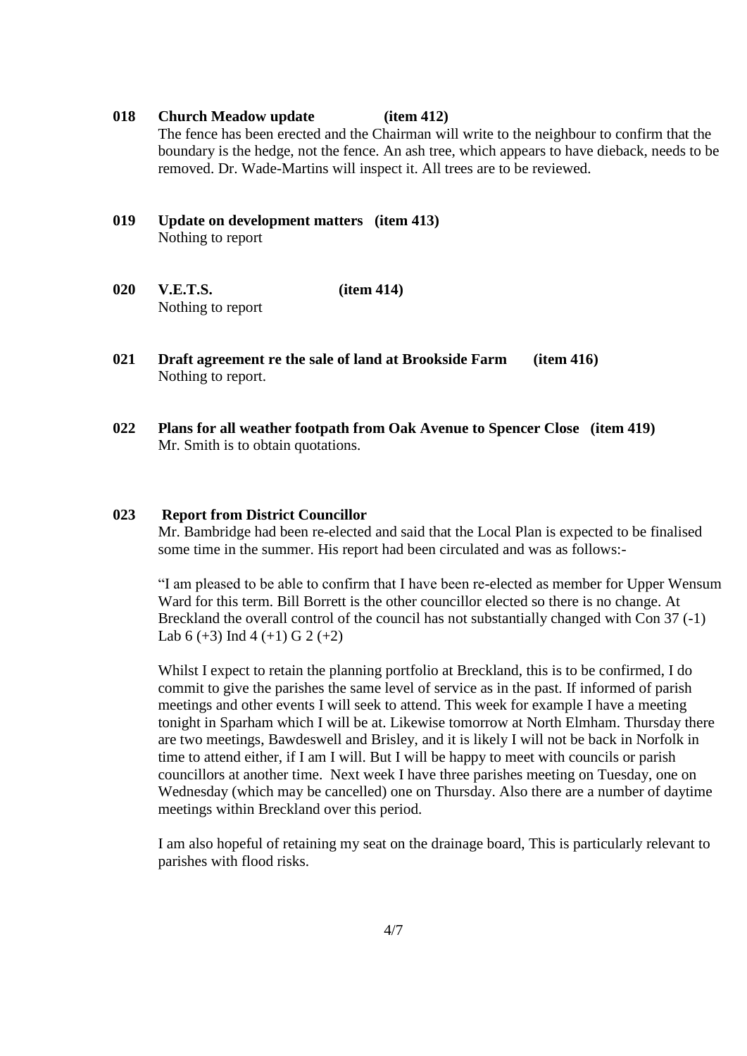**018 Church Meadow update (item 412)**

The fence has been erected and the Chairman will write to the neighbour to confirm that the boundary is the hedge, not the fence. An ash tree, which appears to have dieback, needs to be removed. Dr. Wade-Martins will inspect it. All trees are to be reviewed.

**019 Update on development matters (item 413)**

Nothing to report

**020 V.E.T.S. (item 414)**

Nothing to report

**021 Draft agreement re the sale of land at Brookside Farm (item 416)**

Nothing to report.

**022 Plans for all weather footpath from Oak Avenue to Spencer Close (item 419)**

Mr. Smith is to obtain quotations.

**023 Report from District Councillor**

Mr. Bambridge had been re-elected and said that the Local Plan is expected to be finalised some time in the summer. His report had been circulated and was as follows:-

"I am pleased to be able to confirm that I have been re-elected as member for Upper Wensum Ward for this term. Bill Borrett is the other councillor elected so there is no change. At Breckland the overall control of the council has not substantially changed with Con 37 (-1) Lab 6 (+3) Ind 4 (+1) G 2 (+2)

Whilst I expect to retain the planning portfolio at Breckland, this is to be confirmed, I do commit to give the parishes the same level of service as in the past. If informed of parish meetings and other events I will seek to attend. This week for example I have a meeting tonight in Sparham which I will be at. Likewise tomorrow at North Elmham. Thursday there are two meetings, Bawdeswell and Brisley, and it is likely I will not be back in Norfolk in time to attend either, if I am I will. But I will be happy to meet with councils or parish councillors at another time. Next week I have three parishes meeting on Tuesday, one on Wednesday (which may be cancelled) one on Thursday. Also there are a number of daytime meetings within Breckland over this period.

I am also hopeful of retaining my seat on the drainage board, This is particularly relevant to parishes with flood risks.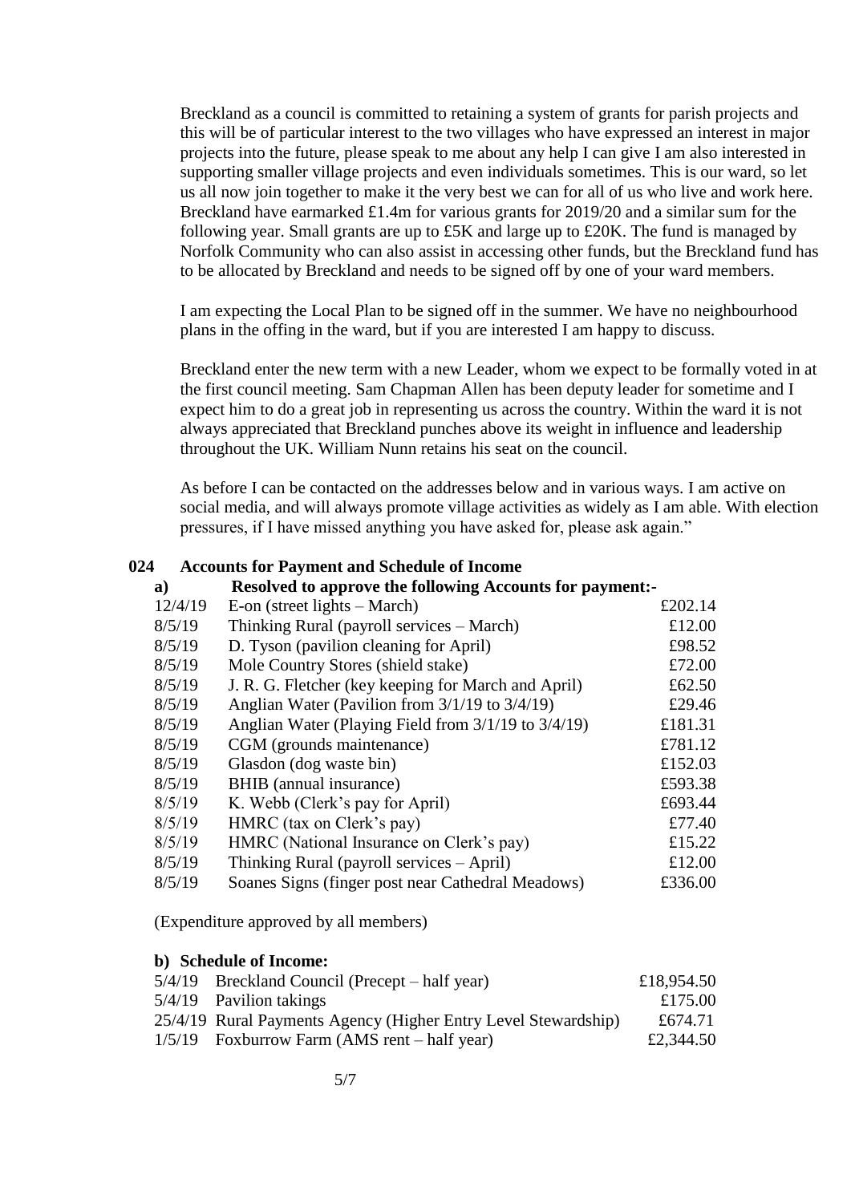Breckland as a council is committed to retaining a system of grants for parish projects and this will be of particular interest to the two villages who have expressed an interest in major projects into the future, please speak to me about any help I can give I am also interested in supporting smaller village projects and even individuals sometimes. This is our ward, so let us all now join together to make it the very best we can for all of us who live and work here. Breckland have earmarked £1.4m for various grants for 2019/20 and a similar sum for the following year. Small grants are up to £5K and large up to £20K. The fund is managed by Norfolk Community who can also assist in accessing other funds, but the Breckland fund has to be allocated by Breckland and needs to be signed off by one of your ward members.

I am expecting the Local Plan to be signed off in the summer. We have no neighbourhood plans in the offing in the ward, but if you are interested I am happy to discuss.

Breckland enter the new term with a new Leader, whom we expect to be formally voted in at the first council meeting. Sam Chapman Allen has been deputy leader for sometime and I expect him to do a great job in representing us across the country. Within the ward it is not always appreciated that Breckland punches above its weight in influence and leadership throughout the UK. William Nunn retains his seat on the council.

As before I can be contacted on the addresses below and in various ways. I am active on social media, and will always promote village activities as widely as I am able. With election pressures, if I have missed anything you have asked for, please ask again."

**024 Accounts for Payment and Schedule of Income**

**a) Resolved to approve the following Accounts for payment:-**

| Date | Payee | Amount |
|---|---|---|
| 12/4/19 | E-on (street lights – March) | £202.14 |
| 8/5/19 | Thinking Rural (payroll services – March) | £12.00 |
| 8/5/19 | D. Tyson (pavilion cleaning for April) | £98.52 |
| 8/5/19 | Mole Country Stores (shield stake) | £72.00 |
| 8/5/19 | J. R. G. Fletcher (key keeping for March and April) | £62.50 |
| 8/5/19 | Anglian Water (Pavilion from 3/1/19 to 3/4/19) | £29.46 |
| 8/5/19 | Anglian Water (Playing Field from 3/1/19 to 3/4/19) | £181.31 |
| 8/5/19 | CGM (grounds maintenance) | £781.12 |
| 8/5/19 | Glasdon (dog waste bin) | £152.03 |
| 8/5/19 | BHIB (annual insurance) | £593.38 |
| 8/5/19 | K. Webb (Clerk's pay for April) | £693.44 |
| 8/5/19 | HMRC (tax on Clerk's pay) | £77.40 |
| 8/5/19 | HMRC (National Insurance on Clerk's pay) | £15.22 |
| 8/5/19 | Thinking Rural (payroll services – April) | £12.00 |
| 8/5/19 | Soanes Signs (finger post near Cathedral Meadows) | £336.00 |

(Expenditure approved by all members)

**b) Schedule of Income:**

| Date | Source | Amount |
|---|---|---|
| 5/4/19 | Breckland Council (Precept – half year) | £18,954.50 |
| 5/4/19 | Pavilion takings | £175.00 |
| 25/4/19 | Rural Payments Agency (Higher Entry Level Stewardship) | £674.71 |
| 1/5/19 | Foxburrow Farm (AMS rent – half year) | £2,344.50 |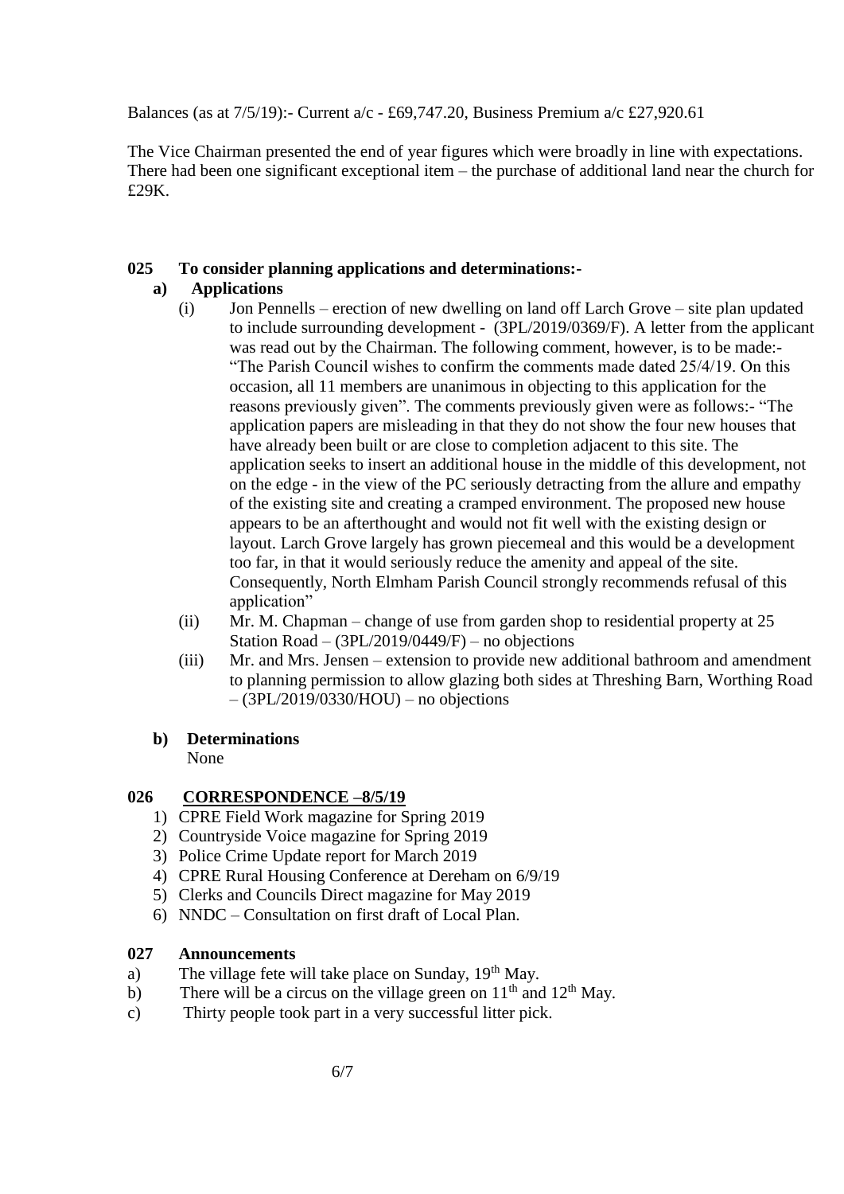Balances (as at 7/5/19):- Current a/c - £69,747.20, Business Premium a/c £27,920.61

The Vice Chairman presented the end of year figures which were broadly in line with expectations. There had been one significant exceptional item – the purchase of additional land near the church for £29K.

**025 To consider planning applications and determinations:-**

**a) Applications**

(i) Jon Pennells – erection of new dwelling on land off Larch Grove – site plan updated to include surrounding development - (3PL/2019/0369/F). A letter from the applicant was read out by the Chairman. The following comment, however, is to be made:- "The Parish Council wishes to confirm the comments made dated 25/4/19. On this occasion, all 11 members are unanimous in objecting to this application for the reasons previously given". The comments previously given were as follows:- "The application papers are misleading in that they do not show the four new houses that have already been built or are close to completion adjacent to this site. The application seeks to insert an additional house in the middle of this development, not on the edge - in the view of the PC seriously detracting from the allure and empathy of the existing site and creating a cramped environment. The proposed new house appears to be an afterthought and would not fit well with the existing design or layout. Larch Grove largely has grown piecemeal and this would be a development too far, in that it would seriously reduce the amenity and appeal of the site. Consequently, North Elmham Parish Council strongly recommends refusal of this application"

(ii) Mr. M. Chapman – change of use from garden shop to residential property at 25 Station Road – (3PL/2019/0449/F) – no objections

(iii) Mr. and Mrs. Jensen – extension to provide new additional bathroom and amendment to planning permission to allow glazing both sides at Threshing Barn, Worthing Road – (3PL/2019/0330/HOU) – no objections

**b) Determinations**

None

**026 CORRESPONDENCE –8/5/19**

1) CPRE Field Work magazine for Spring 2019
2) Countryside Voice magazine for Spring 2019
3) Police Crime Update report for March 2019
4) CPRE Rural Housing Conference at Dereham on 6/9/19
5) Clerks and Councils Direct magazine for May 2019
6) NNDC – Consultation on first draft of Local Plan.

**027 Announcements**

a) The village fete will take place on Sunday, 19th May.

b) There will be a circus on the village green on 11th and 12th May.

c) Thirty people took part in a very successful litter pick.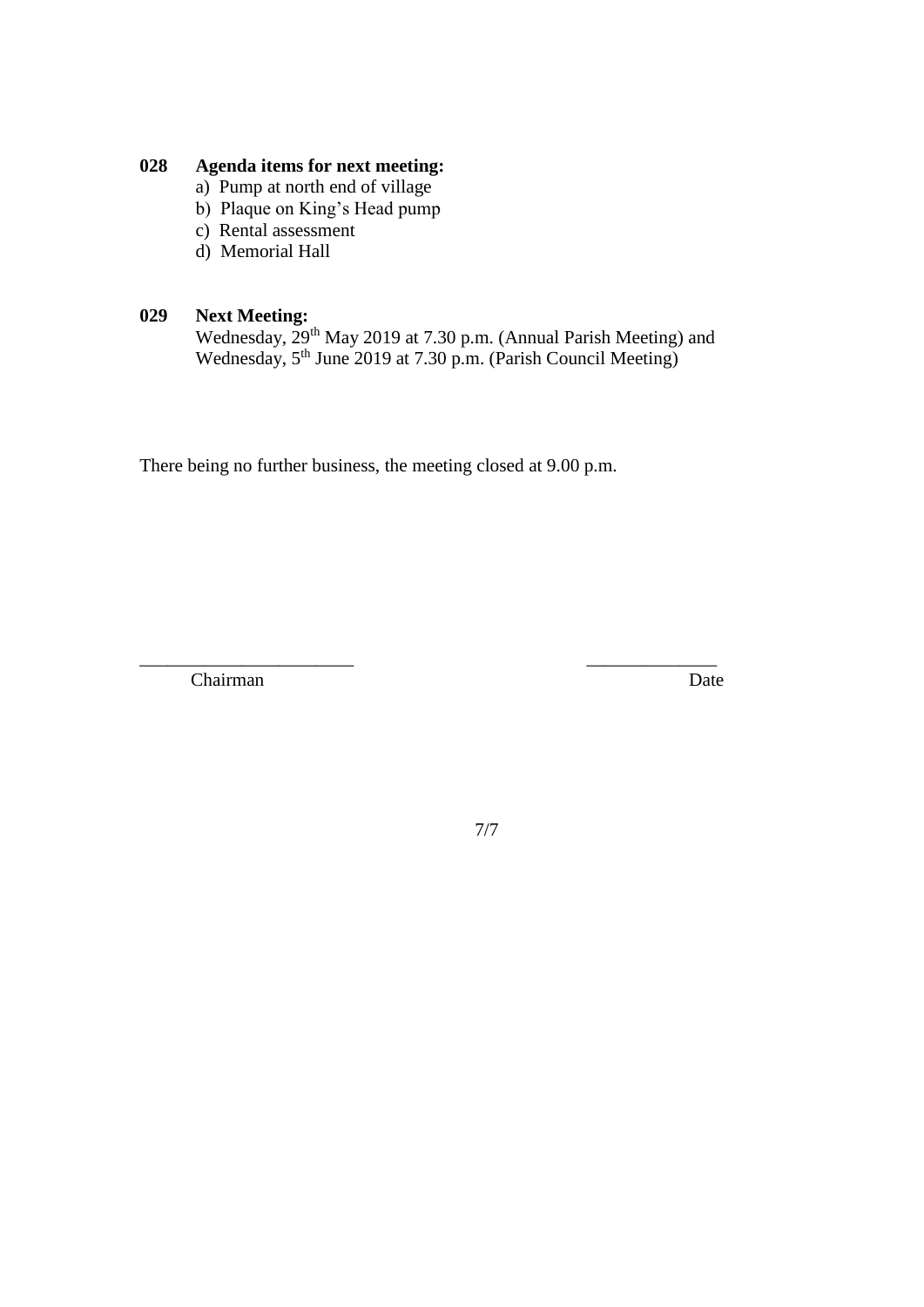**028 Agenda items for next meeting:**

a) Pump at north end of village
b) Plaque on King's Head pump
c) Rental assessment
d) Memorial Hall

**029 Next Meeting:**

Wednesday, 29th May 2019 at 7.30 p.m. (Annual Parish Meeting) and
Wednesday, 5th June 2019 at 7.30 p.m. (Parish Council Meeting)

There being no further business, the meeting closed at 9.00 p.m.

\_\_\_\_\_\_\_\_\_\_\_\_\_\_\_\_\_\_\_\_\_\_\_\_ \_\_\_\_\_\_\_\_\_\_\_\_\_\_\_
Chairman Date